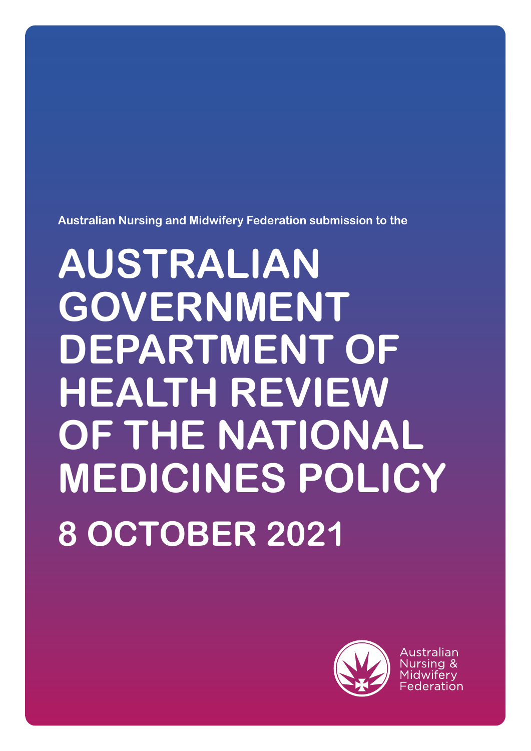Australian Nursing and Midwifery Federation submission to the

# AUSTRALIAN GOVERNMENT DEPARTMENT OF HEALTH REVIEW OF THE NATIONAL MEDICINES POLICY

## 8 OCTOBER 2021

Australian Nursing & Midwifery Federation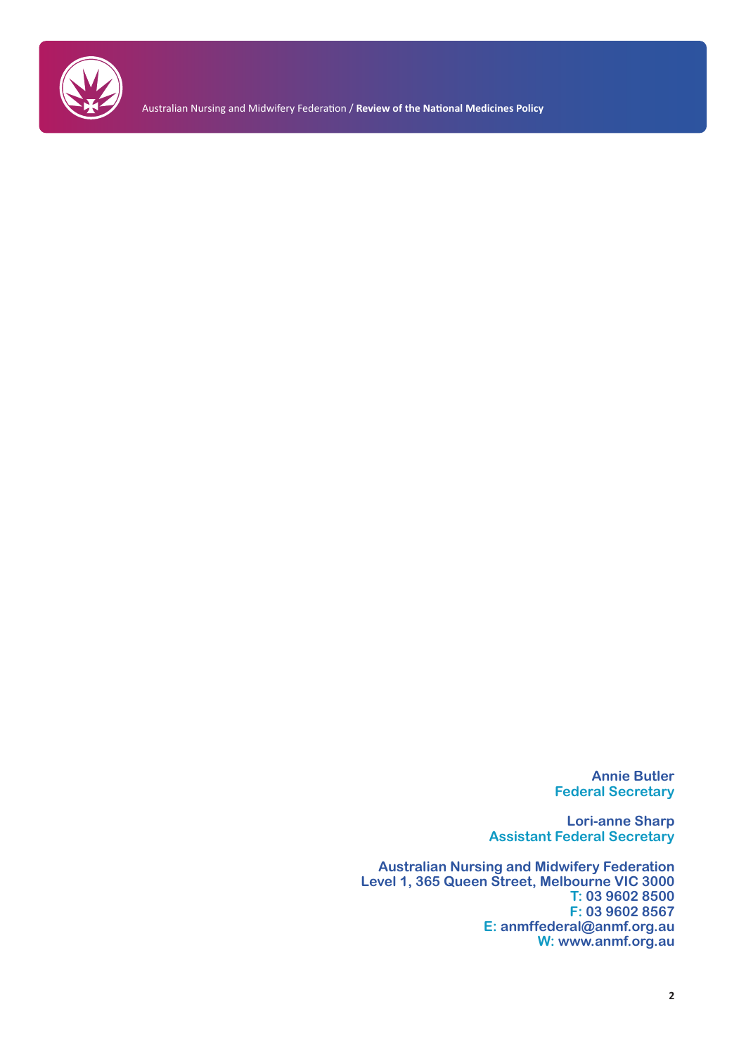**Annie Butler**
**Federal Secretary**

**Lori-anne Sharp**
**Assistant Federal Secretary**

**Australian Nursing and Midwifery Federation**
**Level 1, 365 Queen Street, Melbourne VIC 3000**
**T: 03 9602 8500**
**F: 03 9602 8567**
**E: anmffederal@anmf.org.au**
**W: www.anmf.org.au**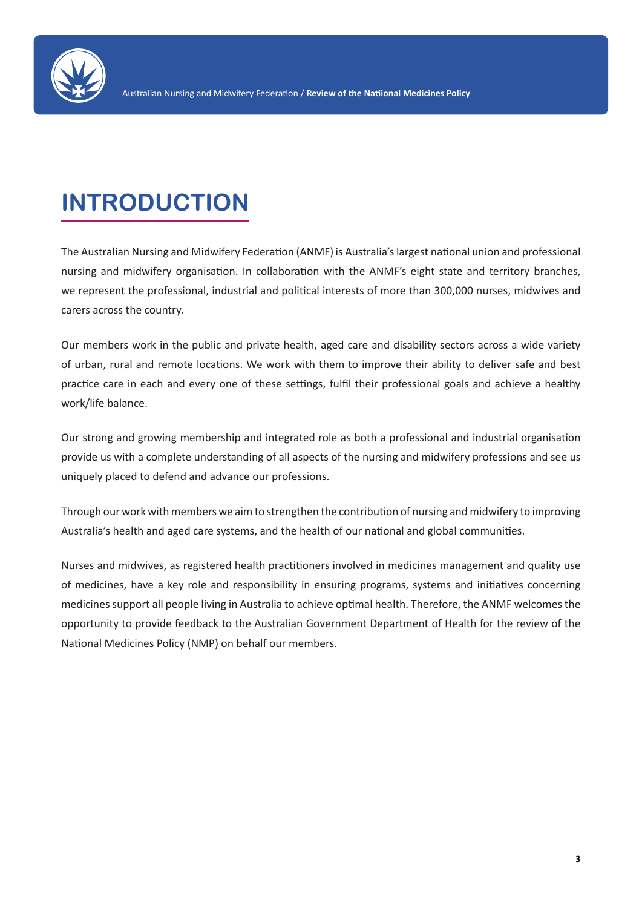# INTRODUCTION

The Australian Nursing and Midwifery Federation (ANMF) is Australia's largest national union and professional nursing and midwifery organisation. In collaboration with the ANMF's eight state and territory branches, we represent the professional, industrial and political interests of more than 300,000 nurses, midwives and carers across the country.

Our members work in the public and private health, aged care and disability sectors across a wide variety of urban, rural and remote locations. We work with them to improve their ability to deliver safe and best practice care in each and every one of these settings, fulfil their professional goals and achieve a healthy work/life balance.

Our strong and growing membership and integrated role as both a professional and industrial organisation provide us with a complete understanding of all aspects of the nursing and midwifery professions and see us uniquely placed to defend and advance our professions.

Through our work with members we aim to strengthen the contribution of nursing and midwifery to improving Australia's health and aged care systems, and the health of our national and global communities.

Nurses and midwives, as registered health practitioners involved in medicines management and quality use of medicines, have a key role and responsibility in ensuring programs, systems and initiatives concerning medicines support all people living in Australia to achieve optimal health. Therefore, the ANMF welcomes the opportunity to provide feedback to the Australian Government Department of Health for the review of the National Medicines Policy (NMP) on behalf our members.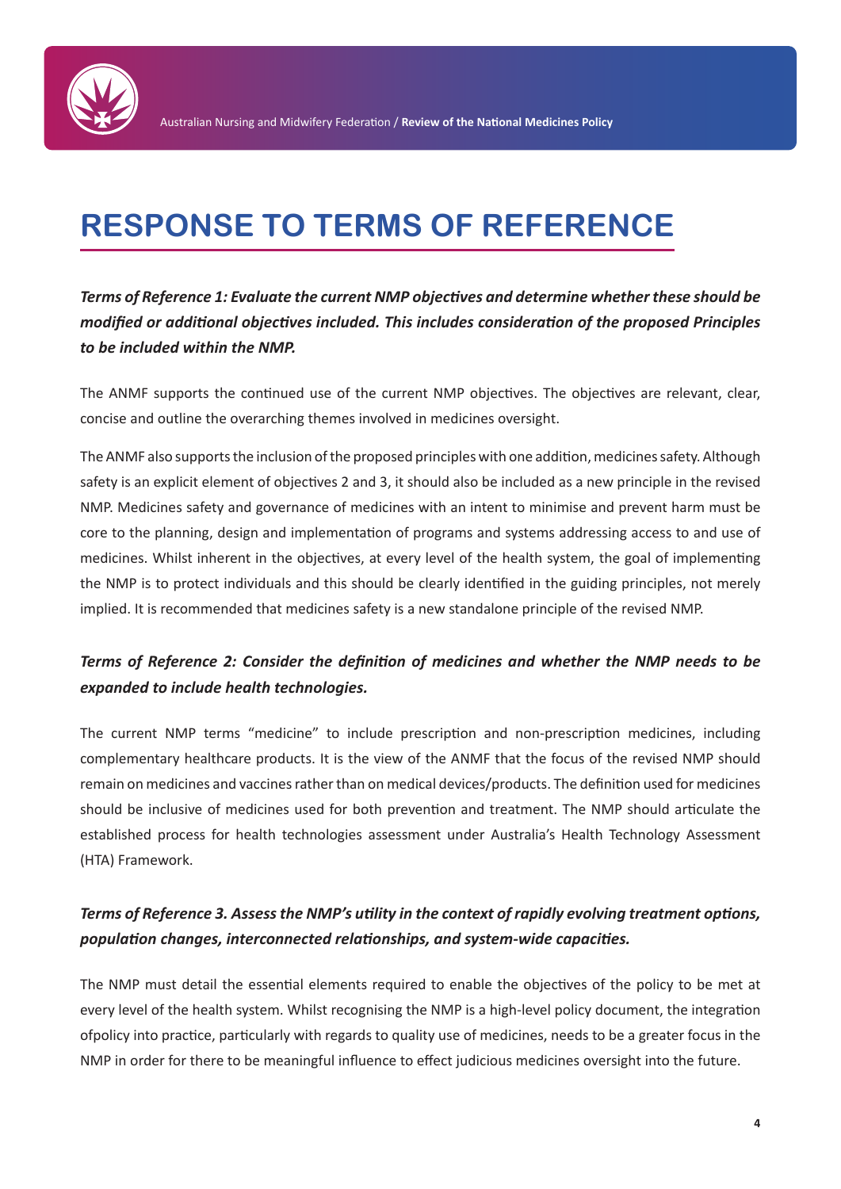# RESPONSE TO TERMS OF REFERENCE

***Terms of Reference 1: Evaluate the current NMP objectives and determine whether these should be modified or additional objectives included. This includes consideration of the proposed Principles to be included within the NMP.***

The ANMF supports the continued use of the current NMP objectives. The objectives are relevant, clear, concise and outline the overarching themes involved in medicines oversight.

The ANMF also supports the inclusion of the proposed principles with one addition, medicines safety. Although safety is an explicit element of objectives 2 and 3, it should also be included as a new principle in the revised NMP. Medicines safety and governance of medicines with an intent to minimise and prevent harm must be core to the planning, design and implementation of programs and systems addressing access to and use of medicines. Whilst inherent in the objectives, at every level of the health system, the goal of implementing the NMP is to protect individuals and this should be clearly identified in the guiding principles, not merely implied. It is recommended that medicines safety is a new standalone principle of the revised NMP.

***Terms of Reference 2: Consider the definition of medicines and whether the NMP needs to be expanded to include health technologies.***

The current NMP terms "medicine" to include prescription and non-prescription medicines, including complementary healthcare products. It is the view of the ANMF that the focus of the revised NMP should remain on medicines and vaccines rather than on medical devices/products. The definition used for medicines should be inclusive of medicines used for both prevention and treatment. The NMP should articulate the established process for health technologies assessment under Australia's Health Technology Assessment (HTA) Framework.

***Terms of Reference 3. Assess the NMP's utility in the context of rapidly evolving treatment options, population changes, interconnected relationships, and system-wide capacities.***

The NMP must detail the essential elements required to enable the objectives of the policy to be met at every level of the health system. Whilst recognising the NMP is a high-level policy document, the integration ofpolicy into practice, particularly with regards to quality use of medicines, needs to be a greater focus in the NMP in order for there to be meaningful influence to effect judicious medicines oversight into the future.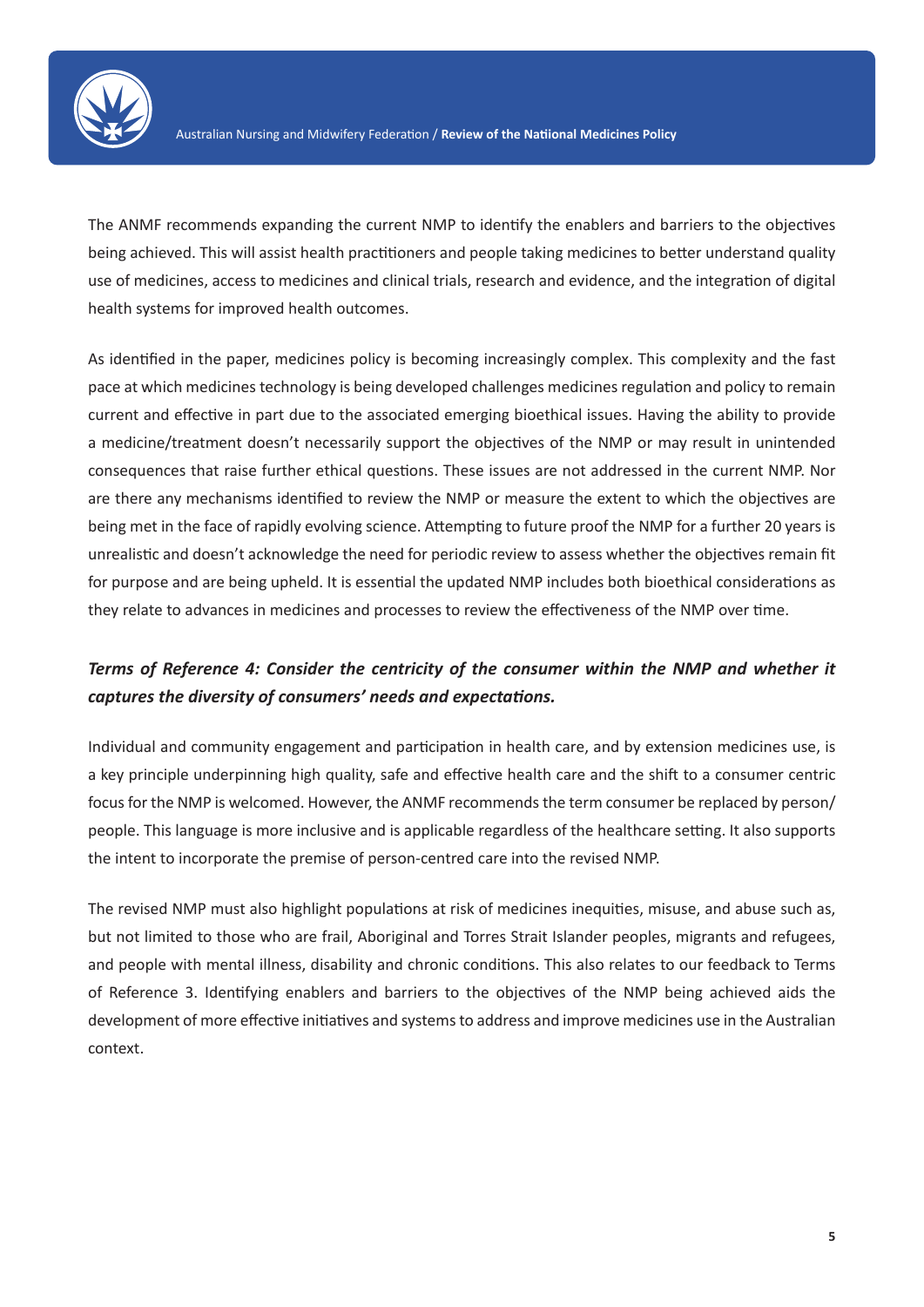The ANMF recommends expanding the current NMP to identify the enablers and barriers to the objectives being achieved. This will assist health practitioners and people taking medicines to better understand quality use of medicines, access to medicines and clinical trials, research and evidence, and the integration of digital health systems for improved health outcomes.

As identified in the paper, medicines policy is becoming increasingly complex. This complexity and the fast pace at which medicines technology is being developed challenges medicines regulation and policy to remain current and effective in part due to the associated emerging bioethical issues. Having the ability to provide a medicine/treatment doesn't necessarily support the objectives of the NMP or may result in unintended consequences that raise further ethical questions. These issues are not addressed in the current NMP. Nor are there any mechanisms identified to review the NMP or measure the extent to which the objectives are being met in the face of rapidly evolving science. Attempting to future proof the NMP for a further 20 years is unrealistic and doesn't acknowledge the need for periodic review to assess whether the objectives remain fit for purpose and are being upheld. It is essential the updated NMP includes both bioethical considerations as they relate to advances in medicines and processes to review the effectiveness of the NMP over time.

### *Terms of Reference 4: Consider the centricity of the consumer within the NMP and whether it captures the diversity of consumers' needs and expectations.*

Individual and community engagement and participation in health care, and by extension medicines use, is a key principle underpinning high quality, safe and effective health care and the shift to a consumer centric focus for the NMP is welcomed. However, the ANMF recommends the term consumer be replaced by person/people. This language is more inclusive and is applicable regardless of the healthcare setting. It also supports the intent to incorporate the premise of person-centred care into the revised NMP.

The revised NMP must also highlight populations at risk of medicines inequities, misuse, and abuse such as, but not limited to those who are frail, Aboriginal and Torres Strait Islander peoples, migrants and refugees, and people with mental illness, disability and chronic conditions. This also relates to our feedback to Terms of Reference 3. Identifying enablers and barriers to the objectives of the NMP being achieved aids the development of more effective initiatives and systems to address and improve medicines use in the Australian context.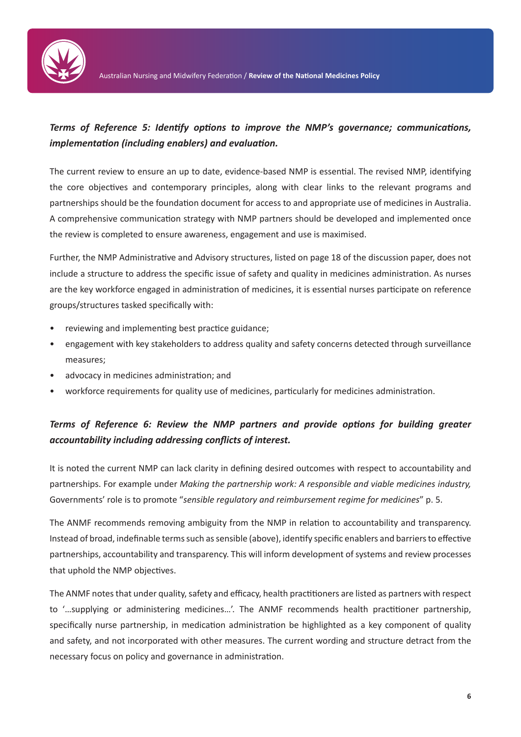***Terms of Reference 5: Identify options to improve the NMP's governance; communications, implementation (including enablers) and evaluation.***

The current review to ensure an up to date, evidence-based NMP is essential. The revised NMP, identifying the core objectives and contemporary principles, along with clear links to the relevant programs and partnerships should be the foundation document for access to and appropriate use of medicines in Australia. A comprehensive communication strategy with NMP partners should be developed and implemented once the review is completed to ensure awareness, engagement and use is maximised.

Further, the NMP Administrative and Advisory structures, listed on page 18 of the discussion paper, does not include a structure to address the specific issue of safety and quality in medicines administration. As nurses are the key workforce engaged in administration of medicines, it is essential nurses participate on reference groups/structures tasked specifically with:

- reviewing and implementing best practice guidance;
- engagement with key stakeholders to address quality and safety concerns detected through surveillance measures;
- advocacy in medicines administration; and
- workforce requirements for quality use of medicines, particularly for medicines administration.

***Terms of Reference 6: Review the NMP partners and provide options for building greater accountability including addressing conflicts of interest.***

It is noted the current NMP can lack clarity in defining desired outcomes with respect to accountability and partnerships. For example under *Making the partnership work: A responsible and viable medicines industry,* Governments' role is to promote "*sensible regulatory and reimbursement regime for medicines*" p. 5.

The ANMF recommends removing ambiguity from the NMP in relation to accountability and transparency. Instead of broad, indefinable terms such as sensible (above), identify specific enablers and barriers to effective partnerships, accountability and transparency. This will inform development of systems and review processes that uphold the NMP objectives.

The ANMF notes that under quality, safety and efficacy, health practitioners are listed as partners with respect to '…supplying or administering medicines…'. The ANMF recommends health practitioner partnership, specifically nurse partnership, in medication administration be highlighted as a key component of quality and safety, and not incorporated with other measures. The current wording and structure detract from the necessary focus on policy and governance in administration.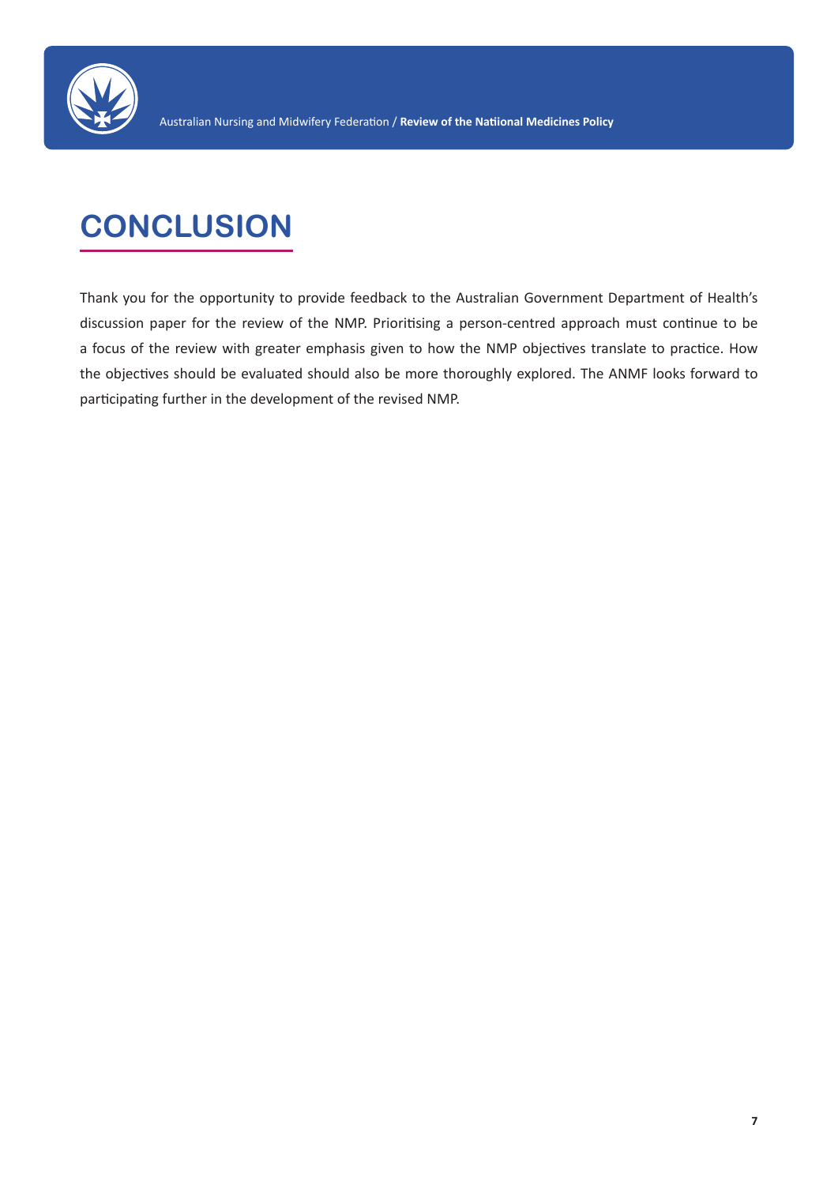# CONCLUSION

Thank you for the opportunity to provide feedback to the Australian Government Department of Health's discussion paper for the review of the NMP. Prioritising a person-centred approach must continue to be a focus of the review with greater emphasis given to how the NMP objectives translate to practice. How the objectives should be evaluated should also be more thoroughly explored. The ANMF looks forward to participating further in the development of the revised NMP.